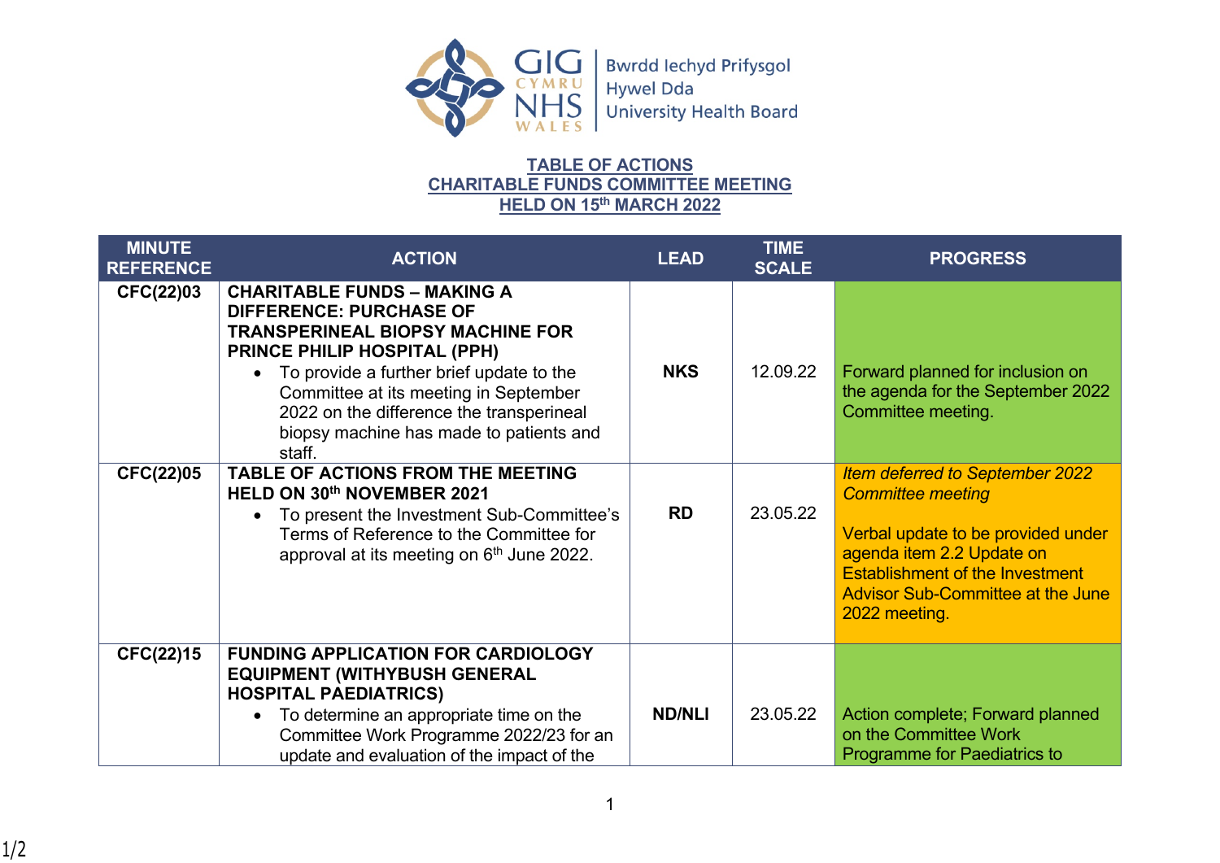Bwrdd Iechyd Prifysgol Hywel Dda University Health Board

## TABLE OF ACTIONS
## CHARITABLE FUNDS COMMITTEE MEETING
## HELD ON 15th MARCH 2022

| MINUTE REFERENCE | ACTION | LEAD | TIME SCALE | PROGRESS |
|---|---|---|---|---|
| **CFC(22)03** | **CHARITABLE FUNDS – MAKING A DIFFERENCE: PURCHASE OF TRANSPERINEAL BIOPSY MACHINE FOR PRINCE PHILIP HOSPITAL (PPH)**<br>• To provide a further brief update to the Committee at its meeting in September 2022 on the difference the transperineal biopsy machine has made to patients and staff. | **NKS** | 12.09.22 | Forward planned for inclusion on the agenda for the September 2022 Committee meeting. |
| **CFC(22)05** | **TABLE OF ACTIONS FROM THE MEETING HELD ON 30th NOVEMBER 2021**<br>• To present the Investment Sub-Committee's Terms of Reference to the Committee for approval at its meeting on 6th June 2022. | **RD** | 23.05.22 | *Item deferred to September 2022 Committee meeting*<br><br>Verbal update to be provided under agenda item 2.2 Update on Establishment of the Investment Advisor Sub-Committee at the June 2022 meeting. |
| **CFC(22)15** | **FUNDING APPLICATION FOR CARDIOLOGY EQUIPMENT (WITHYBUSH GENERAL HOSPITAL PAEDIATRICS)**<br>• To determine an appropriate time on the Committee Work Programme 2022/23 for an update and evaluation of the impact of the | **ND/NLI** | 23.05.22 | Action complete; Forward planned on the Committee Work Programme for Paediatrics to |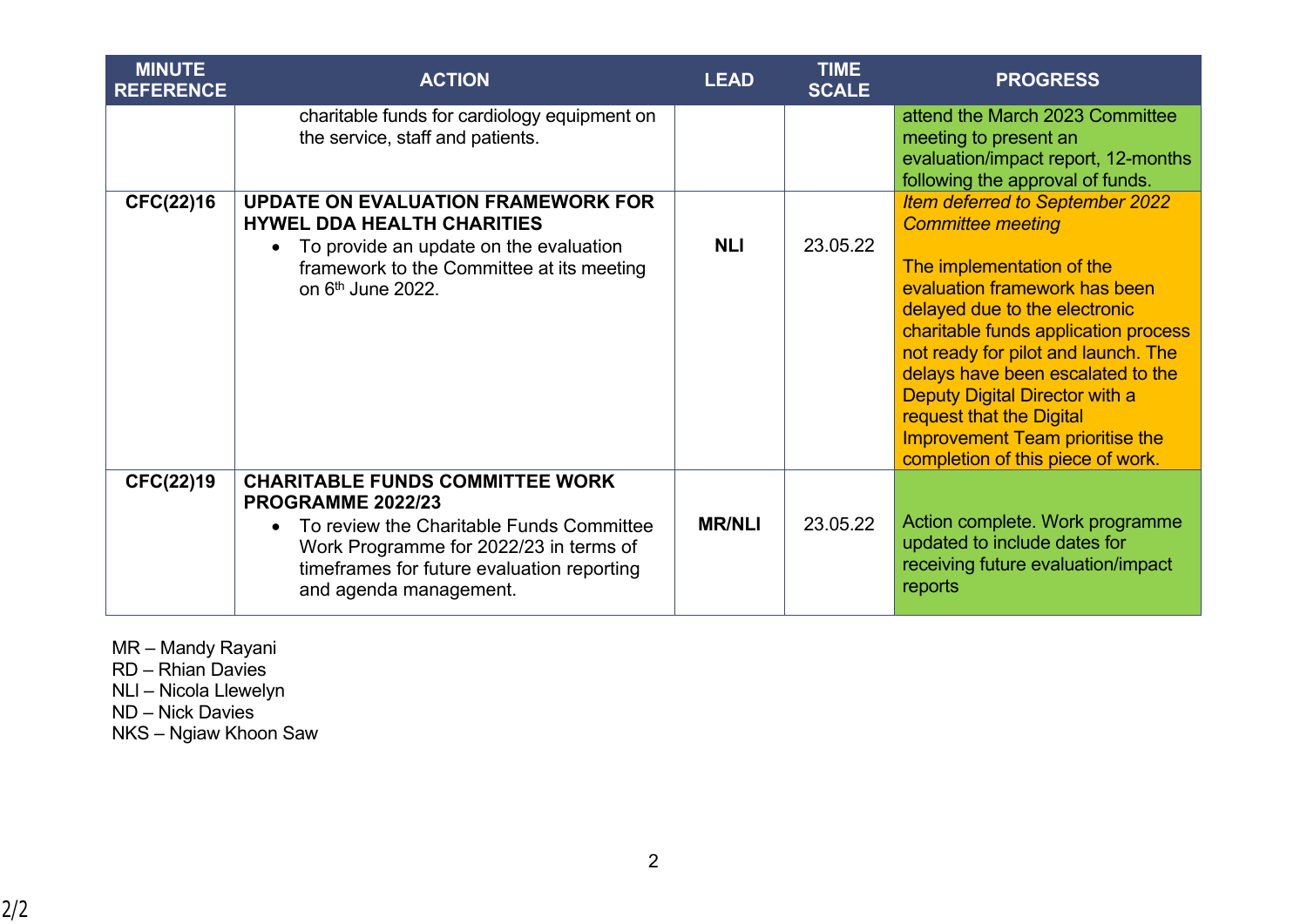| MINUTE REFERENCE | ACTION | LEAD | TIME SCALE | PROGRESS |
|---|---|---|---|---|
| | charitable funds for cardiology equipment on the service, staff and patients. | | | attend the March 2023 Committee meeting to present an evaluation/impact report, 12-months following the approval of funds. |
| **CFC(22)16** | **UPDATE ON EVALUATION FRAMEWORK FOR HYWEL DDA HEALTH CHARITIES**<br>• To provide an update on the evaluation framework to the Committee at its meeting on 6th June 2022. | **NLl** | 23.05.22 | *Item deferred to September 2022 Committee meeting*<br><br>The implementation of the evaluation framework has been delayed due to the electronic charitable funds application process not ready for pilot and launch. The delays have been escalated to the Deputy Digital Director with a request that the Digital Improvement Team prioritise the completion of this piece of work. |
| **CFC(22)19** | **CHARITABLE FUNDS COMMITTEE WORK PROGRAMME 2022/23**<br>• To review the Charitable Funds Committee Work Programme for 2022/23 in terms of timeframes for future evaluation reporting and agenda management. | **MR/NLl** | 23.05.22 | Action complete. Work programme updated to include dates for receiving future evaluation/impact reports |

MR – Mandy Rayani
RD – Rhian Davies
NLl – Nicola Llewelyn
ND – Nick Davies
NKS – Ngiaw Khoon Saw